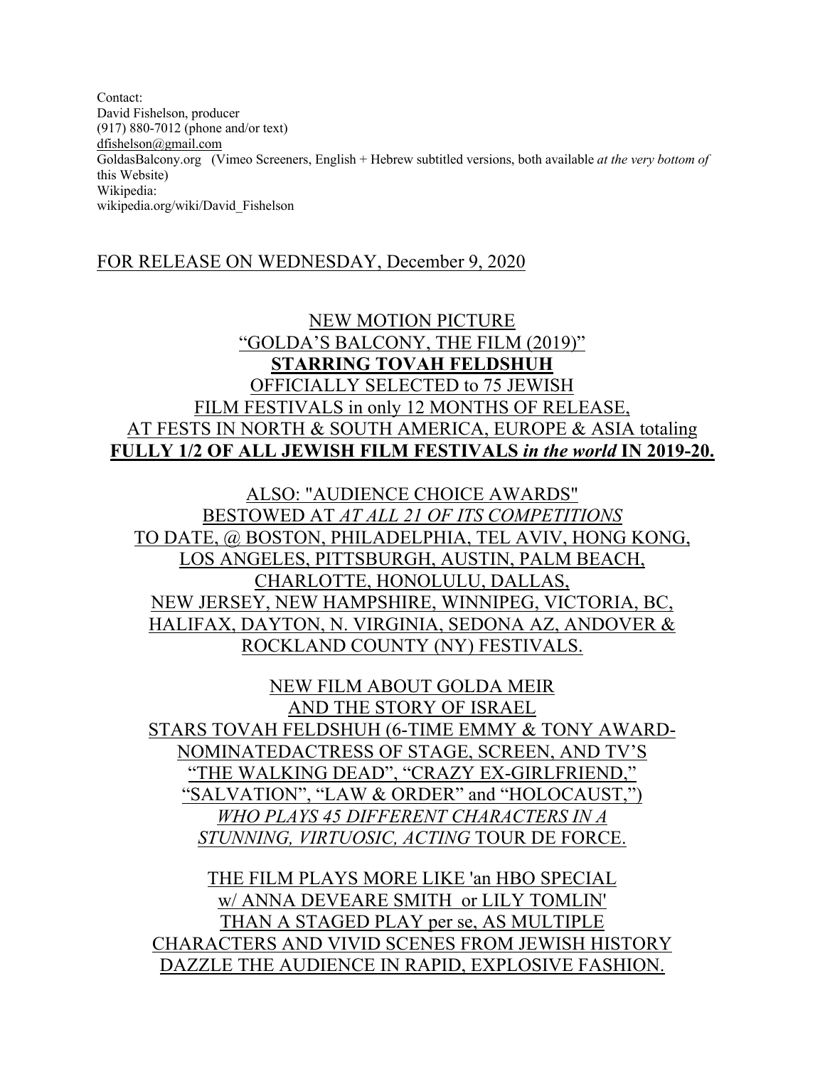Contact:
David Fishelson, producer
(917) 880-7012 (phone and/or text)
dfishelson@gmail.com
GoldasBalcony.org (Vimeo Screeners, English + Hebrew subtitled versions, both available *at the very bottom of* this Website)
Wikipedia:
wikipedia.org/wiki/David_Fishelson

FOR RELEASE ON WEDNESDAY, December 9, 2020

NEW MOTION PICTURE
"GOLDA'S BALCONY, THE FILM (2019)"
**STARRING TOVAH FELDSHUH**
OFFICIALLY SELECTED to 75 JEWISH FILM FESTIVALS in only 12 MONTHS OF RELEASE, AT FESTS IN NORTH & SOUTH AMERICA, EUROPE & ASIA totaling **FULLY 1/2 OF ALL JEWISH FILM FESTIVALS *in the world* IN 2019-20.**

ALSO: "AUDIENCE CHOICE AWARDS" BESTOWED AT *AT ALL 21 OF ITS COMPETITIONS* TO DATE, @ BOSTON, PHILADELPHIA, TEL AVIV, HONG KONG, LOS ANGELES, PITTSBURGH, AUSTIN, PALM BEACH, CHARLOTTE, HONOLULU, DALLAS, NEW JERSEY, NEW HAMPSHIRE, WINNIPEG, VICTORIA, BC, HALIFAX, DAYTON, N. VIRGINIA, SEDONA AZ, ANDOVER & ROCKLAND COUNTY (NY) FESTIVALS.

NEW FILM ABOUT GOLDA MEIR AND THE STORY OF ISRAEL STARS TOVAH FELDSHUH (6-TIME EMMY & TONY AWARD-NOMINATEDACTRESS OF STAGE, SCREEN, AND TV'S "THE WALKING DEAD", "CRAZY EX-GIRLFRIEND," "SALVATION", "LAW & ORDER" and "HOLOCAUST,") *WHO PLAYS 45 DIFFERENT CHARACTERS IN A STUNNING, VIRTUOSIC, ACTING* TOUR DE FORCE.

THE FILM PLAYS MORE LIKE 'an HBO SPECIAL w/ ANNA DEVEARE SMITH or LILY TOMLIN' THAN A STAGED PLAY per se, AS MULTIPLE CHARACTERS AND VIVID SCENES FROM JEWISH HISTORY DAZZLE THE AUDIENCE IN RAPID, EXPLOSIVE FASHION.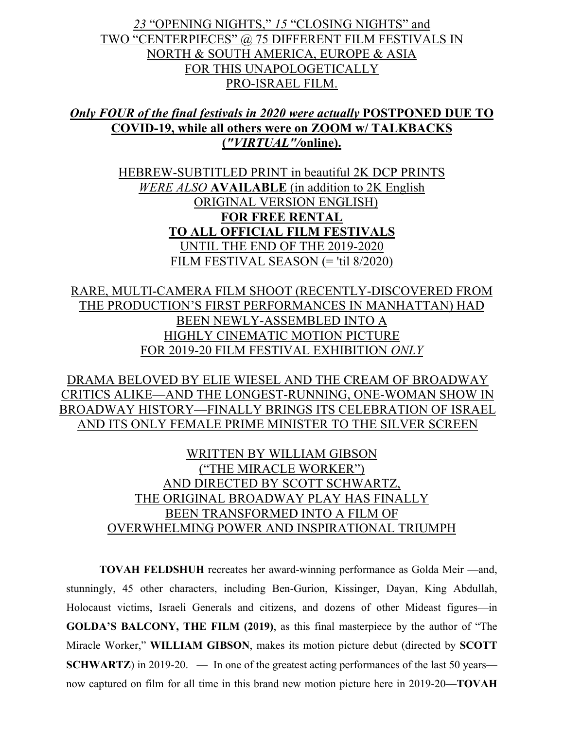*23* "OPENING NIGHTS," *15* "CLOSING NIGHTS" and TWO "CENTERPIECES" @ 75 DIFFERENT FILM FESTIVALS IN NORTH & SOUTH AMERICA, EUROPE & ASIA FOR THIS UNAPOLOGETICALLY PRO-ISRAEL FILM.

***Only FOUR of the final festivals in 2020 were actually* POSTPONED DUE TO COVID-19, while all others were on ZOOM w/ TALKBACKS (*"VIRTUAL"*/online).**

HEBREW-SUBTITLED PRINT in beautiful 2K DCP PRINTS *WERE ALSO* **AVAILABLE** (in addition to 2K English ORIGINAL VERSION ENGLISH) **FOR FREE RENTAL TO ALL OFFICIAL FILM FESTIVALS** UNTIL THE END OF THE 2019-2020 FILM FESTIVAL SEASON (= 'til 8/2020)

RARE, MULTI-CAMERA FILM SHOOT (RECENTLY-DISCOVERED FROM THE PRODUCTION'S FIRST PERFORMANCES IN MANHATTAN) HAD BEEN NEWLY-ASSEMBLED INTO A HIGHLY CINEMATIC MOTION PICTURE FOR 2019-20 FILM FESTIVAL EXHIBITION *ONLY*

DRAMA BELOVED BY ELIE WIESEL AND THE CREAM OF BROADWAY CRITICS ALIKE—AND THE LONGEST-RUNNING, ONE-WOMAN SHOW IN BROADWAY HISTORY—FINALLY BRINGS ITS CELEBRATION OF ISRAEL AND ITS ONLY FEMALE PRIME MINISTER TO THE SILVER SCREEN

WRITTEN BY WILLIAM GIBSON ("THE MIRACLE WORKER") AND DIRECTED BY SCOTT SCHWARTZ, THE ORIGINAL BROADWAY PLAY HAS FINALLY BEEN TRANSFORMED INTO A FILM OF OVERWHELMING POWER AND INSPIRATIONAL TRIUMPH

**TOVAH FELDSHUH** recreates her award-winning performance as Golda Meir —and, stunningly, 45 other characters, including Ben-Gurion, Kissinger, Dayan, King Abdullah, Holocaust victims, Israeli Generals and citizens, and dozens of other Mideast figures—in **GOLDA'S BALCONY, THE FILM (2019)**, as this final masterpiece by the author of "The Miracle Worker," **WILLIAM GIBSON**, makes its motion picture debut (directed by **SCOTT SCHWARTZ**) in 2019-20. — In one of the greatest acting performances of the last 50 years—now captured on film for all time in this brand new motion picture here in 2019-20—**TOVAH**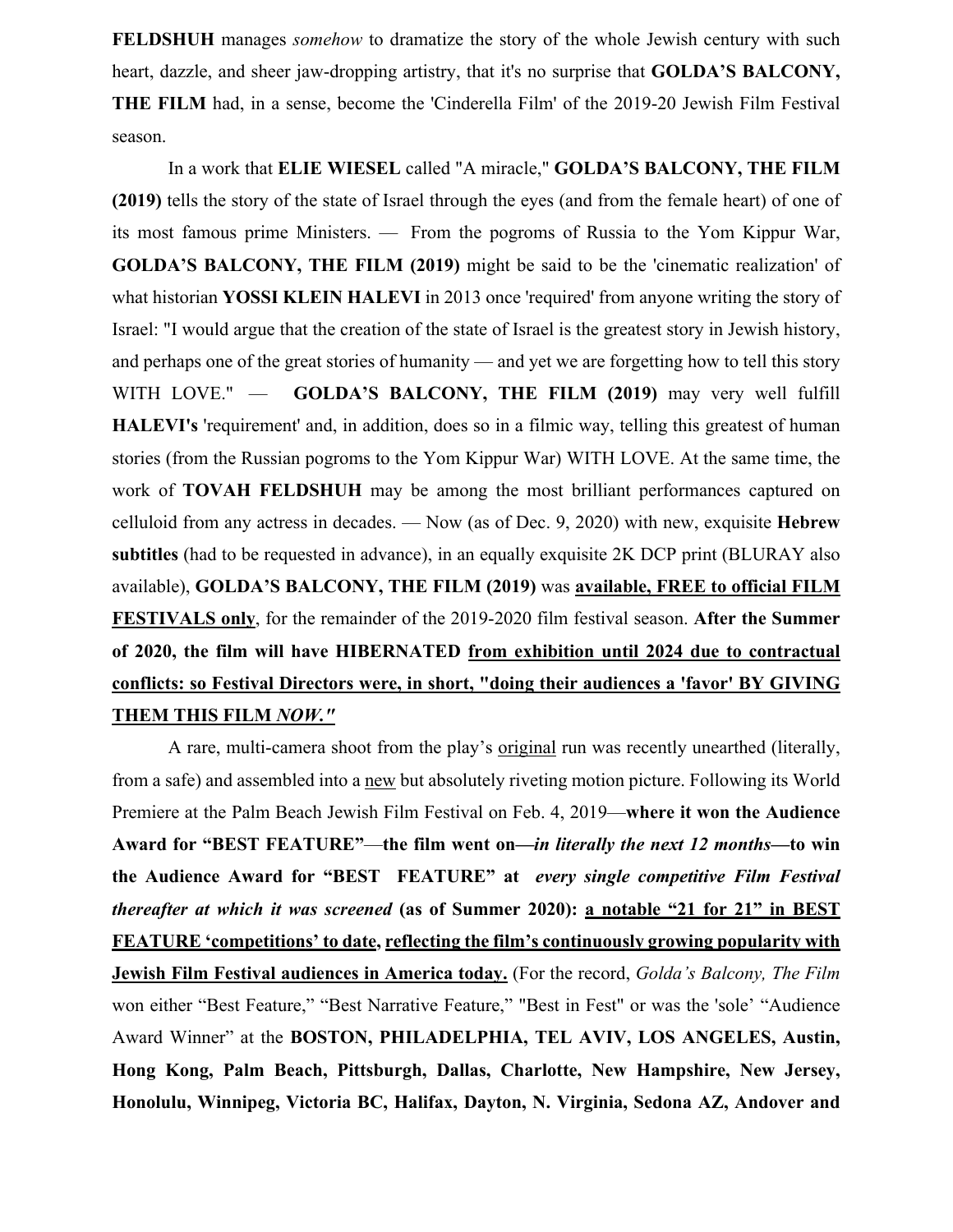**FELDSHUH** manages *somehow* to dramatize the story of the whole Jewish century with such heart, dazzle, and sheer jaw-dropping artistry, that it's no surprise that **GOLDA'S BALCONY, THE FILM** had, in a sense, become the 'Cinderella Film' of the 2019-20 Jewish Film Festival season.

In a work that **ELIE WIESEL** called "A miracle," **GOLDA'S BALCONY, THE FILM (2019)** tells the story of the state of Israel through the eyes (and from the female heart) of one of its most famous prime Ministers. — From the pogroms of Russia to the Yom Kippur War, **GOLDA'S BALCONY, THE FILM (2019)** might be said to be the 'cinematic realization' of what historian **YOSSI KLEIN HALEVI** in 2013 once 'required' from anyone writing the story of Israel: "I would argue that the creation of the state of Israel is the greatest story in Jewish history, and perhaps one of the great stories of humanity — and yet we are forgetting how to tell this story WITH LOVE." — **GOLDA'S BALCONY, THE FILM (2019)** may very well fulfill **HALEVI's** 'requirement' and, in addition, does so in a filmic way, telling this greatest of human stories (from the Russian pogroms to the Yom Kippur War) WITH LOVE. At the same time, the work of **TOVAH FELDSHUH** may be among the most brilliant performances captured on celluloid from any actress in decades. — Now (as of Dec. 9, 2020) with new, exquisite **Hebrew subtitles** (had to be requested in advance), in an equally exquisite 2K DCP print (BLURAY also available), **GOLDA'S BALCONY, THE FILM (2019)** was **available, FREE to official FILM FESTIVALS only**, for the remainder of the 2019-2020 film festival season. **After the Summer of 2020, the film will have HIBERNATED from exhibition until 2024 due to contractual conflicts: so Festival Directors were, in short, "doing their audiences a 'favor' BY GIVING THEM THIS FILM *NOW."***

A rare, multi-camera shoot from the play's original run was recently unearthed (literally, from a safe) and assembled into a new but absolutely riveting motion picture. Following its World Premiere at the Palm Beach Jewish Film Festival on Feb. 4, 2019—**where it won the Audience Award for "BEST FEATURE"**—**the film went on—*in literally the next 12 months*—to win the Audience Award for "BEST FEATURE" at *every single competitive Film Festival thereafter at which it was screened* (as of Summer 2020): a notable "21 for 21" in BEST FEATURE 'competitions' to date, reflecting the film's continuously growing popularity with Jewish Film Festival audiences in America today.** (For the record, *Golda's Balcony, The Film* won either "Best Feature," "Best Narrative Feature," "Best in Fest" or was the 'sole' "Audience Award Winner" at the **BOSTON, PHILADELPHIA, TEL AVIV, LOS ANGELES, Austin, Hong Kong, Palm Beach, Pittsburgh, Dallas, Charlotte, New Hampshire, New Jersey, Honolulu, Winnipeg, Victoria BC, Halifax, Dayton, N. Virginia, Sedona AZ, Andover and**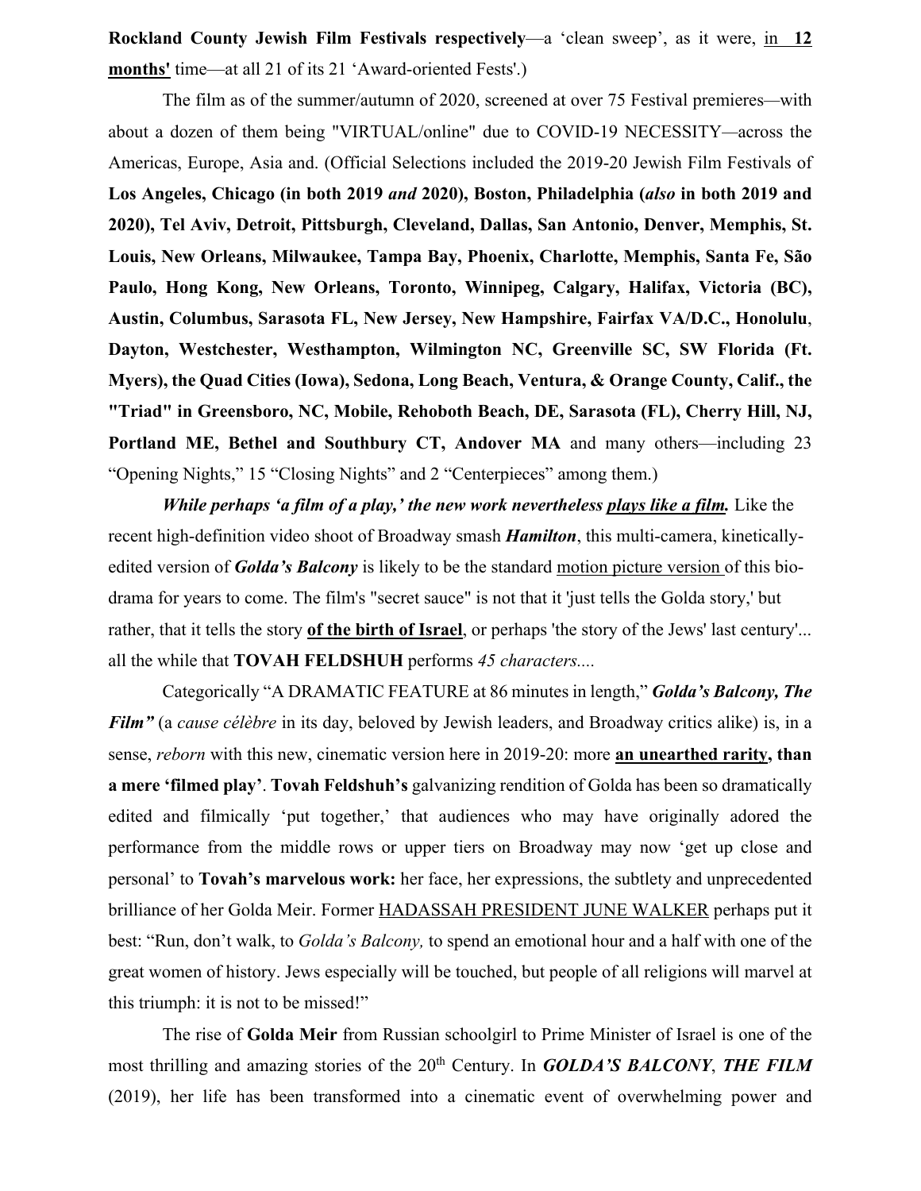**Rockland County Jewish Film Festivals respectively**—a 'clean sweep', as it were, in **12 months'** time—at all 21 of its 21 'Award-oriented Fests'.)

The film as of the summer/autumn of 2020, screened at over 75 Festival premieres—with about a dozen of them being "VIRTUAL/online" due to COVID-19 NECESSITY—across the Americas, Europe, Asia and. (Official Selections included the 2019-20 Jewish Film Festivals of **Los Angeles, Chicago (in both 2019 *and* 2020), Boston, Philadelphia (*also* in both 2019 and 2020), Tel Aviv, Detroit, Pittsburgh, Cleveland, Dallas, San Antonio, Denver, Memphis, St. Louis, New Orleans, Milwaukee, Tampa Bay, Phoenix, Charlotte, Memphis, Santa Fe, São Paulo, Hong Kong, New Orleans, Toronto, Winnipeg, Calgary, Halifax, Victoria (BC), Austin, Columbus, Sarasota FL, New Jersey, New Hampshire, Fairfax VA/D.C., Honolulu**, **Dayton, Westchester, Westhampton, Wilmington NC, Greenville SC, SW Florida (Ft. Myers), the Quad Cities (Iowa), Sedona, Long Beach, Ventura, & Orange County, Calif., the "Triad" in Greensboro, NC, Mobile, Rehoboth Beach, DE, Sarasota (FL), Cherry Hill, NJ, Portland ME, Bethel and Southbury CT, Andover MA** and many others—including 23 "Opening Nights," 15 "Closing Nights" and 2 "Centerpieces" among them.)

***While perhaps 'a film of a play,' the new work nevertheless plays like a film.*** Like the recent high-definition video shoot of Broadway smash ***Hamilton***, this multi-camera, kinetically-edited version of ***Golda's Balcony*** is likely to be the standard motion picture version of this bio-drama for years to come. The film's "secret sauce" is not that it 'just tells the Golda story,' but rather, that it tells the story **of the birth of Israel**, or perhaps 'the story of the Jews' last century'... all the while that **TOVAH FELDSHUH** performs *45 characters....*

Categorically "A DRAMATIC FEATURE at 86 minutes in length," ***Golda's Balcony, The Film"*** (a *cause célèbre* in its day, beloved by Jewish leaders, and Broadway critics alike) is, in a sense, *reborn* with this new, cinematic version here in 2019-20: more **an unearthed rarity, than a mere 'filmed play'**. **Tovah Feldshuh's** galvanizing rendition of Golda has been so dramatically edited and filmically 'put together,' that audiences who may have originally adored the performance from the middle rows or upper tiers on Broadway may now 'get up close and personal' to **Tovah's marvelous work:** her face, her expressions, the subtlety and unprecedented brilliance of her Golda Meir. Former HADASSAH PRESIDENT JUNE WALKER perhaps put it best: "Run, don't walk, to *Golda's Balcony,* to spend an emotional hour and a half with one of the great women of history. Jews especially will be touched, but people of all religions will marvel at this triumph: it is not to be missed!"

The rise of **Golda Meir** from Russian schoolgirl to Prime Minister of Israel is one of the most thrilling and amazing stories of the 20th Century. In ***GOLDA'S BALCONY***, ***THE FILM*** (2019), her life has been transformed into a cinematic event of overwhelming power and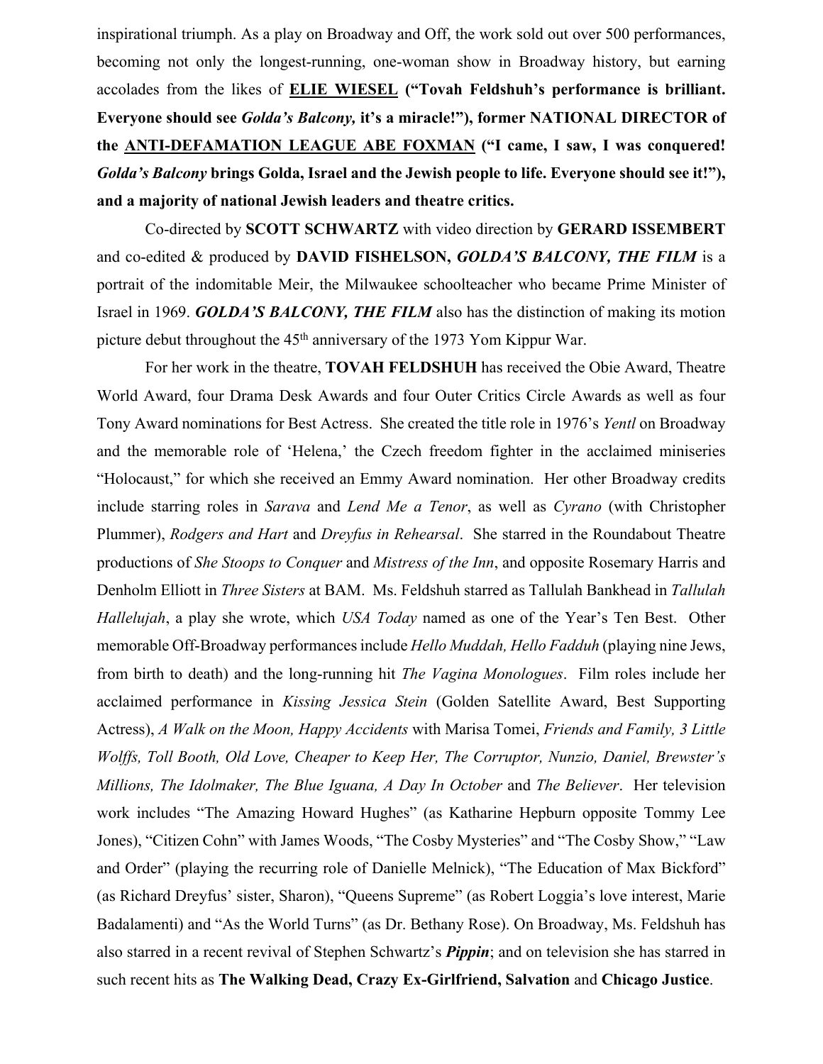inspirational triumph. As a play on Broadway and Off, the work sold out over 500 performances, becoming not only the longest-running, one-woman show in Broadway history, but earning accolades from the likes of **ELIE WIESEL ("Tovah Feldshuh's performance is brilliant. Everyone should see *Golda's Balcony,* it's a miracle!"), former NATIONAL DIRECTOR of the ANTI-DEFAMATION LEAGUE ABE FOXMAN ("I came, I saw, I was conquered! *Golda's Balcony* brings Golda, Israel and the Jewish people to life. Everyone should see it!"), and a majority of national Jewish leaders and theatre critics.**

Co-directed by **SCOTT SCHWARTZ** with video direction by **GERARD ISSEMBERT** and co-edited & produced by **DAVID FISHELSON,** ***GOLDA'S BALCONY, THE FILM*** is a portrait of the indomitable Meir, the Milwaukee schoolteacher who became Prime Minister of Israel in 1969. ***GOLDA'S BALCONY, THE FILM*** also has the distinction of making its motion picture debut throughout the 45th anniversary of the 1973 Yom Kippur War.

For her work in the theatre, **TOVAH FELDSHUH** has received the Obie Award, Theatre World Award, four Drama Desk Awards and four Outer Critics Circle Awards as well as four Tony Award nominations for Best Actress. She created the title role in 1976's *Yentl* on Broadway and the memorable role of 'Helena,' the Czech freedom fighter in the acclaimed miniseries "Holocaust," for which she received an Emmy Award nomination. Her other Broadway credits include starring roles in *Sarava* and *Lend Me a Tenor*, as well as *Cyrano* (with Christopher Plummer), *Rodgers and Hart* and *Dreyfus in Rehearsal*. She starred in the Roundabout Theatre productions of *She Stoops to Conquer* and *Mistress of the Inn*, and opposite Rosemary Harris and Denholm Elliott in *Three Sisters* at BAM. Ms. Feldshuh starred as Tallulah Bankhead in *Tallulah Hallelujah*, a play she wrote, which *USA Today* named as one of the Year's Ten Best. Other memorable Off-Broadway performances include *Hello Muddah, Hello Fadduh* (playing nine Jews, from birth to death) and the long-running hit *The Vagina Monologues*. Film roles include her acclaimed performance in *Kissing Jessica Stein* (Golden Satellite Award, Best Supporting Actress), *A Walk on the Moon, Happy Accidents* with Marisa Tomei, *Friends and Family, 3 Little Wolffs, Toll Booth, Old Love, Cheaper to Keep Her, The Corruptor, Nunzio, Daniel, Brewster's Millions, The Idolmaker, The Blue Iguana, A Day In October* and *The Believer*. Her television work includes "The Amazing Howard Hughes" (as Katharine Hepburn opposite Tommy Lee Jones), "Citizen Cohn" with James Woods, "The Cosby Mysteries" and "The Cosby Show," "Law and Order" (playing the recurring role of Danielle Melnick), "The Education of Max Bickford" (as Richard Dreyfus' sister, Sharon), "Queens Supreme" (as Robert Loggia's love interest, Marie Badalamenti) and "As the World Turns" (as Dr. Bethany Rose). On Broadway, Ms. Feldshuh has also starred in a recent revival of Stephen Schwartz's ***Pippin***; and on television she has starred in such recent hits as **The Walking Dead, Crazy Ex-Girlfriend, Salvation** and **Chicago Justice**.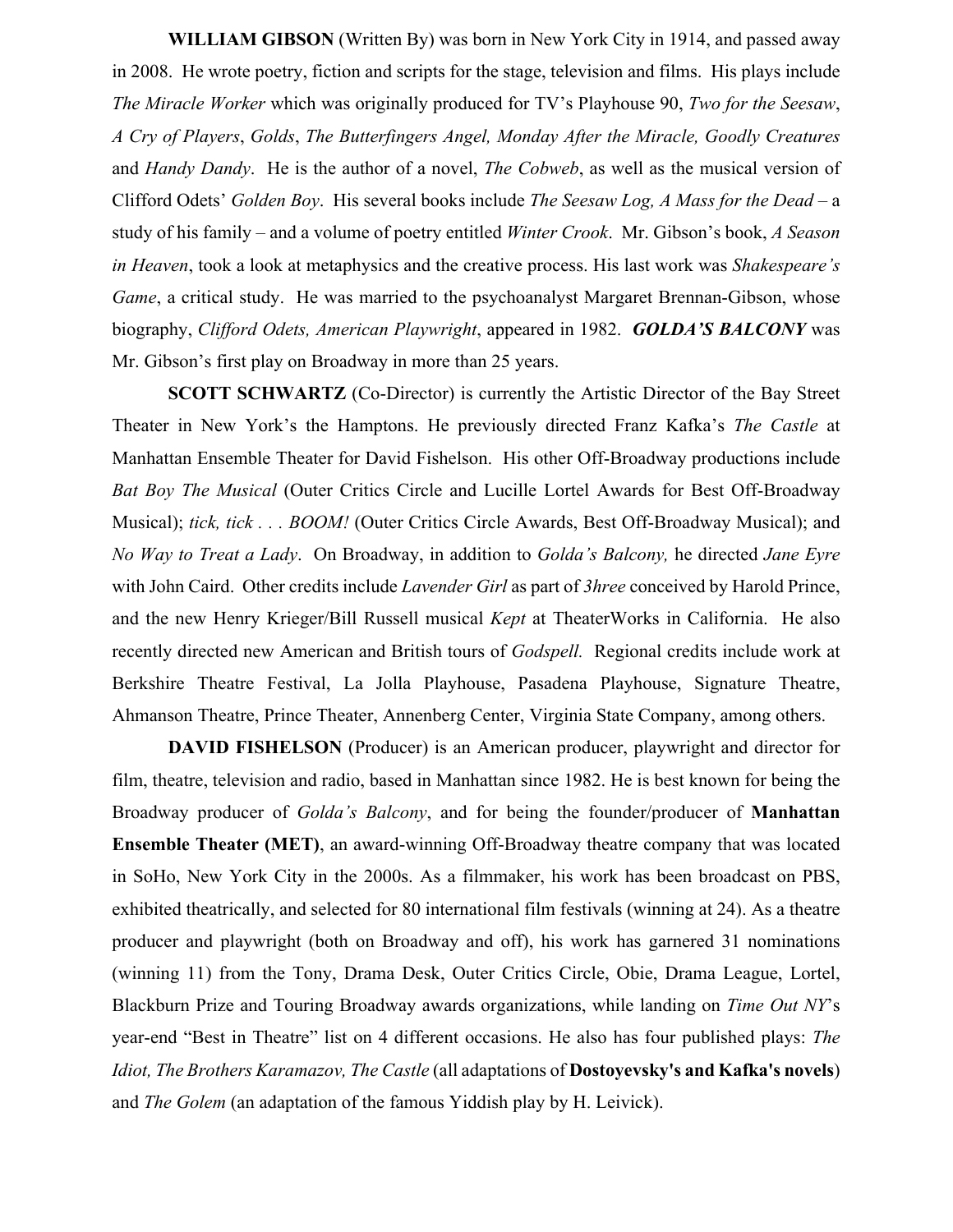**WILLIAM GIBSON** (Written By) was born in New York City in 1914, and passed away in 2008. He wrote poetry, fiction and scripts for the stage, television and films. His plays include *The Miracle Worker* which was originally produced for TV's Playhouse 90, *Two for the Seesaw*, *A Cry of Players*, *Golds*, *The Butterfingers Angel, Monday After the Miracle, Goodly Creatures* and *Handy Dandy*. He is the author of a novel, *The Cobweb*, as well as the musical version of Clifford Odets' *Golden Boy*. His several books include *The Seesaw Log, A Mass for the Dead* – a study of his family – and a volume of poetry entitled *Winter Crook*. Mr. Gibson's book, *A Season in Heaven*, took a look at metaphysics and the creative process. His last work was *Shakespeare's Game*, a critical study. He was married to the psychoanalyst Margaret Brennan-Gibson, whose biography, *Clifford Odets, American Playwright*, appeared in 1982. ***GOLDA'S BALCONY*** was Mr. Gibson's first play on Broadway in more than 25 years.

**SCOTT SCHWARTZ** (Co-Director) is currently the Artistic Director of the Bay Street Theater in New York's the Hamptons. He previously directed Franz Kafka's *The Castle* at Manhattan Ensemble Theater for David Fishelson. His other Off-Broadway productions include *Bat Boy The Musical* (Outer Critics Circle and Lucille Lortel Awards for Best Off-Broadway Musical); *tick, tick . . . BOOM!* (Outer Critics Circle Awards, Best Off-Broadway Musical); and *No Way to Treat a Lady*. On Broadway, in addition to *Golda's Balcony,* he directed *Jane Eyre* with John Caird. Other credits include *Lavender Girl* as part of *3hree* conceived by Harold Prince, and the new Henry Krieger/Bill Russell musical *Kept* at TheaterWorks in California. He also recently directed new American and British tours of *Godspell.* Regional credits include work at Berkshire Theatre Festival, La Jolla Playhouse, Pasadena Playhouse, Signature Theatre, Ahmanson Theatre, Prince Theater, Annenberg Center, Virginia State Company, among others.

**DAVID FISHELSON** (Producer) is an American producer, playwright and director for film, theatre, television and radio, based in Manhattan since 1982. He is best known for being the Broadway producer of *Golda's Balcony*, and for being the founder/producer of **Manhattan Ensemble Theater (MET)**, an award-winning Off-Broadway theatre company that was located in SoHo, New York City in the 2000s. As a filmmaker, his work has been broadcast on PBS, exhibited theatrically, and selected for 80 international film festivals (winning at 24). As a theatre producer and playwright (both on Broadway and off), his work has garnered 31 nominations (winning 11) from the Tony, Drama Desk, Outer Critics Circle, Obie, Drama League, Lortel, Blackburn Prize and Touring Broadway awards organizations, while landing on *Time Out NY*'s year-end "Best in Theatre" list on 4 different occasions. He also has four published plays: *The Idiot, The Brothers Karamazov, The Castle* (all adaptations of **Dostoyevsky's and Kafka's novels**) and *The Golem* (an adaptation of the famous Yiddish play by H. Leivick).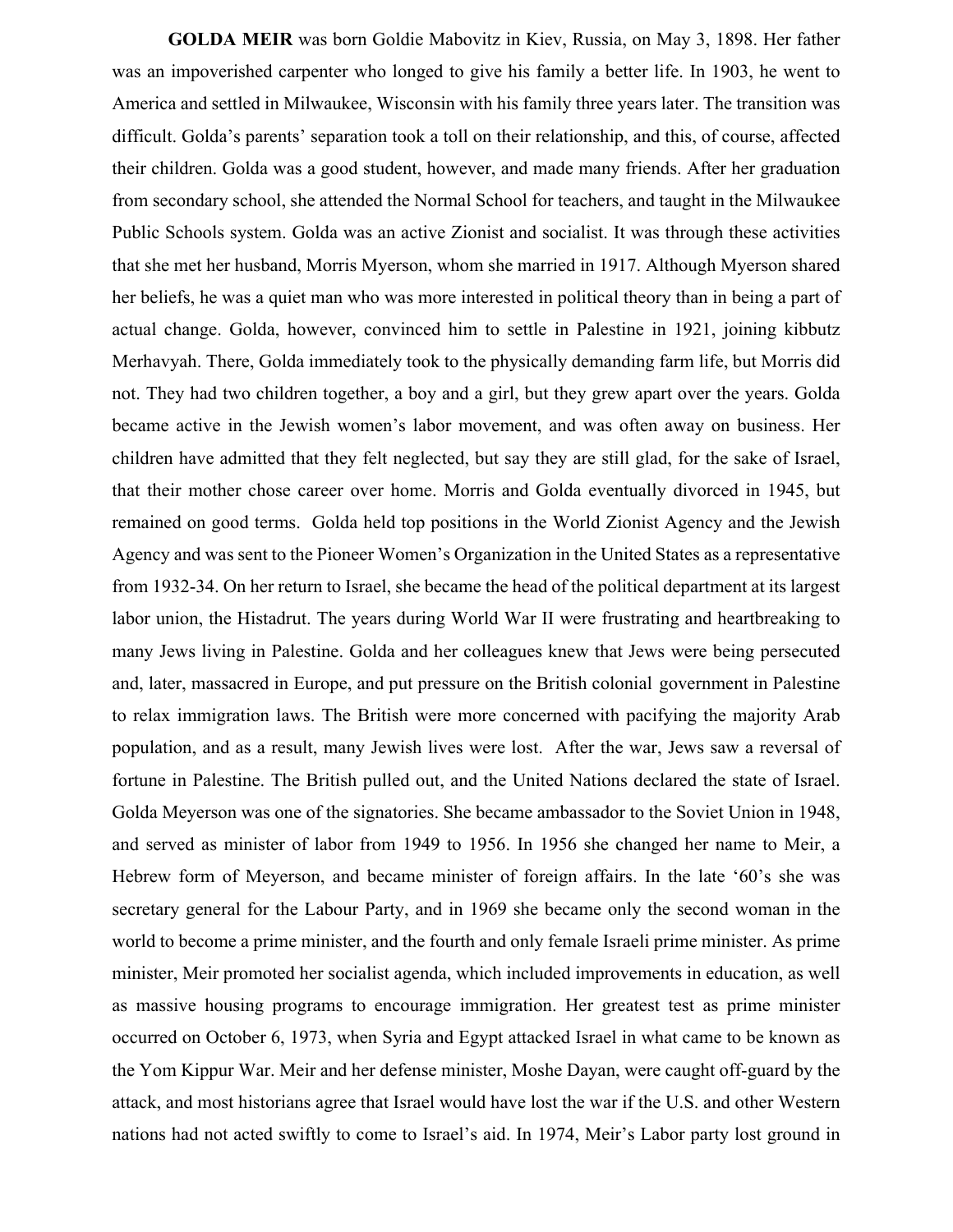**GOLDA MEIR** was born Goldie Mabovitz in Kiev, Russia, on May 3, 1898. Her father was an impoverished carpenter who longed to give his family a better life. In 1903, he went to America and settled in Milwaukee, Wisconsin with his family three years later. The transition was difficult. Golda's parents' separation took a toll on their relationship, and this, of course, affected their children. Golda was a good student, however, and made many friends. After her graduation from secondary school, she attended the Normal School for teachers, and taught in the Milwaukee Public Schools system. Golda was an active Zionist and socialist. It was through these activities that she met her husband, Morris Myerson, whom she married in 1917. Although Myerson shared her beliefs, he was a quiet man who was more interested in political theory than in being a part of actual change. Golda, however, convinced him to settle in Palestine in 1921, joining kibbutz Merhavyah. There, Golda immediately took to the physically demanding farm life, but Morris did not. They had two children together, a boy and a girl, but they grew apart over the years. Golda became active in the Jewish women's labor movement, and was often away on business. Her children have admitted that they felt neglected, but say they are still glad, for the sake of Israel, that their mother chose career over home. Morris and Golda eventually divorced in 1945, but remained on good terms. Golda held top positions in the World Zionist Agency and the Jewish Agency and was sent to the Pioneer Women's Organization in the United States as a representative from 1932-34. On her return to Israel, she became the head of the political department at its largest labor union, the Histadrut. The years during World War II were frustrating and heartbreaking to many Jews living in Palestine. Golda and her colleagues knew that Jews were being persecuted and, later, massacred in Europe, and put pressure on the British colonial government in Palestine to relax immigration laws. The British were more concerned with pacifying the majority Arab population, and as a result, many Jewish lives were lost. After the war, Jews saw a reversal of fortune in Palestine. The British pulled out, and the United Nations declared the state of Israel. Golda Meyerson was one of the signatories. She became ambassador to the Soviet Union in 1948, and served as minister of labor from 1949 to 1956. In 1956 she changed her name to Meir, a Hebrew form of Meyerson, and became minister of foreign affairs. In the late '60's she was secretary general for the Labour Party, and in 1969 she became only the second woman in the world to become a prime minister, and the fourth and only female Israeli prime minister. As prime minister, Meir promoted her socialist agenda, which included improvements in education, as well as massive housing programs to encourage immigration. Her greatest test as prime minister occurred on October 6, 1973, when Syria and Egypt attacked Israel in what came to be known as the Yom Kippur War. Meir and her defense minister, Moshe Dayan, were caught off-guard by the attack, and most historians agree that Israel would have lost the war if the U.S. and other Western nations had not acted swiftly to come to Israel's aid. In 1974, Meir's Labor party lost ground in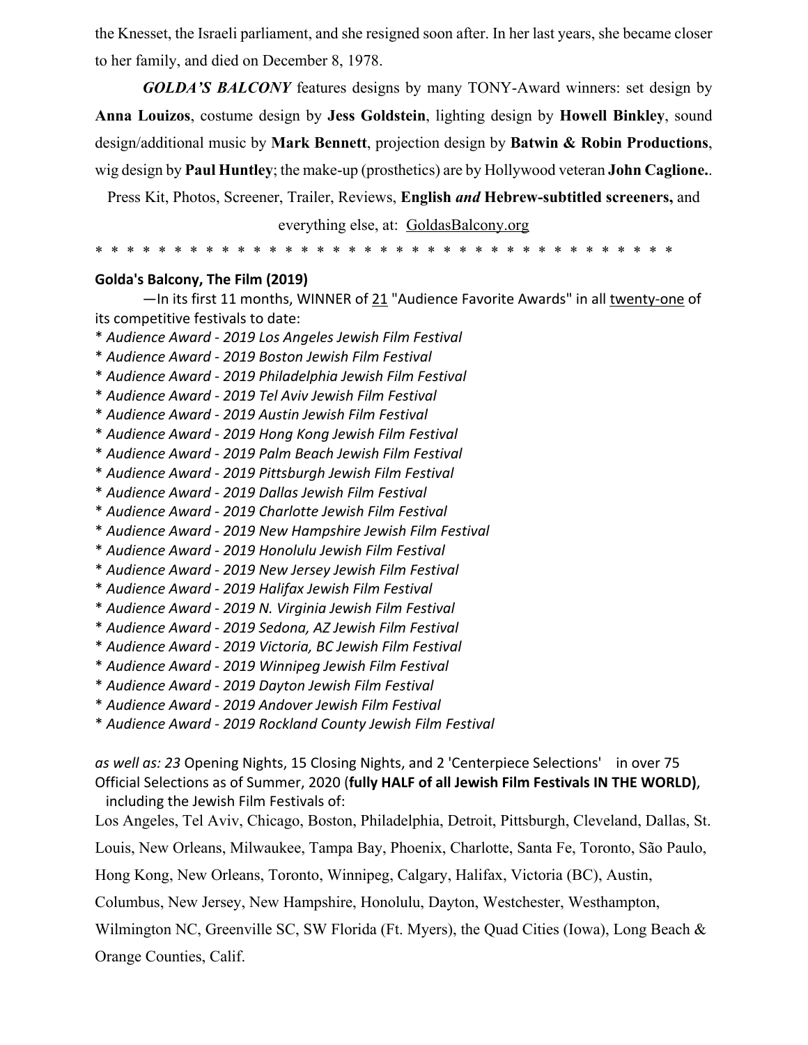the Knesset, the Israeli parliament, and she resigned soon after. In her last years, she became closer to her family, and died on December 8, 1978.

***GOLDA'S BALCONY*** features designs by many TONY-Award winners: set design by **Anna Louizos**, costume design by **Jess Goldstein**, lighting design by **Howell Binkley**, sound design/additional music by **Mark Bennett**, projection design by **Batwin & Robin Productions**, wig design by **Paul Huntley**; the make-up (prosthetics) are by Hollywood veteran **John Caglione.**.

Press Kit, Photos, Screener, Trailer, Reviews, **English *and* Hebrew-subtitled screeners,** and everything else, at: GoldasBalcony.org

\* \* \* \* \* \* \* \* \* \* \* \* \* \* \* \* \* \* \* \* \* \* \* \* \* \* \* \* \* \* \* \* \* \* \* \* \* \* \* \* \*

**Golda's Balcony, The Film (2019)**

—In its first 11 months, WINNER of 21 "Audience Favorite Awards" in all twenty-one of its competitive festivals to date:

\* *Audience Award - 2019 Los Angeles Jewish Film Festival*
\* *Audience Award - 2019 Boston Jewish Film Festival*
\* *Audience Award - 2019 Philadelphia Jewish Film Festival*
\* *Audience Award - 2019 Tel Aviv Jewish Film Festival*
\* *Audience Award - 2019 Austin Jewish Film Festival*
\* *Audience Award - 2019 Hong Kong Jewish Film Festival*
\* *Audience Award - 2019 Palm Beach Jewish Film Festival*
\* *Audience Award - 2019 Pittsburgh Jewish Film Festival*
\* *Audience Award - 2019 Dallas Jewish Film Festival*
\* *Audience Award - 2019 Charlotte Jewish Film Festival*
\* *Audience Award - 2019 New Hampshire Jewish Film Festival*
\* *Audience Award - 2019 Honolulu Jewish Film Festival*
\* *Audience Award - 2019 New Jersey Jewish Film Festival*
\* *Audience Award - 2019 Halifax Jewish Film Festival*
\* *Audience Award - 2019 N. Virginia Jewish Film Festival*
\* *Audience Award - 2019 Sedona, AZ Jewish Film Festival*
\* *Audience Award - 2019 Victoria, BC Jewish Film Festival*
\* *Audience Award - 2019 Winnipeg Jewish Film Festival*
\* *Audience Award - 2019 Dayton Jewish Film Festival*
\* *Audience Award - 2019 Andover Jewish Film Festival*
\* *Audience Award - 2019 Rockland County Jewish Film Festival*

*as well as: 23* Opening Nights, 15 Closing Nights, and 2 'Centerpiece Selections' in over 75 Official Selections as of Summer, 2020 (**fully HALF of all Jewish Film Festivals IN THE WORLD)**, including the Jewish Film Festivals of:

Los Angeles, Tel Aviv, Chicago, Boston, Philadelphia, Detroit, Pittsburgh, Cleveland, Dallas, St. Louis, New Orleans, Milwaukee, Tampa Bay, Phoenix, Charlotte, Santa Fe, Toronto, São Paulo, Hong Kong, New Orleans, Toronto, Winnipeg, Calgary, Halifax, Victoria (BC), Austin, Columbus, New Jersey, New Hampshire, Honolulu, Dayton, Westchester, Westhampton, Wilmington NC, Greenville SC, SW Florida (Ft. Myers), the Quad Cities (Iowa), Long Beach & Orange Counties, Calif.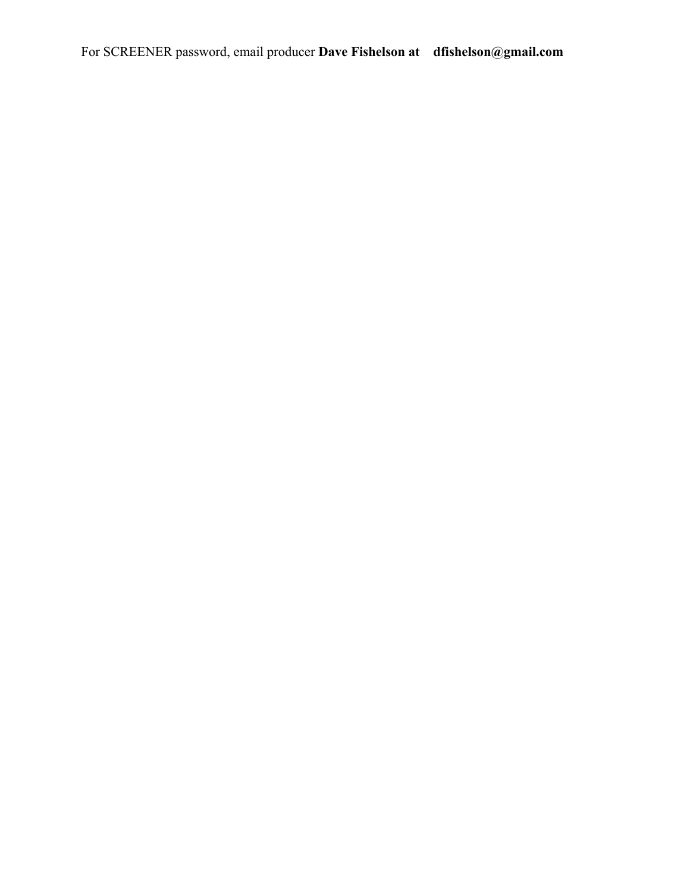For SCREENER password, email producer **Dave Fishelson at dfishelson@gmail.com**